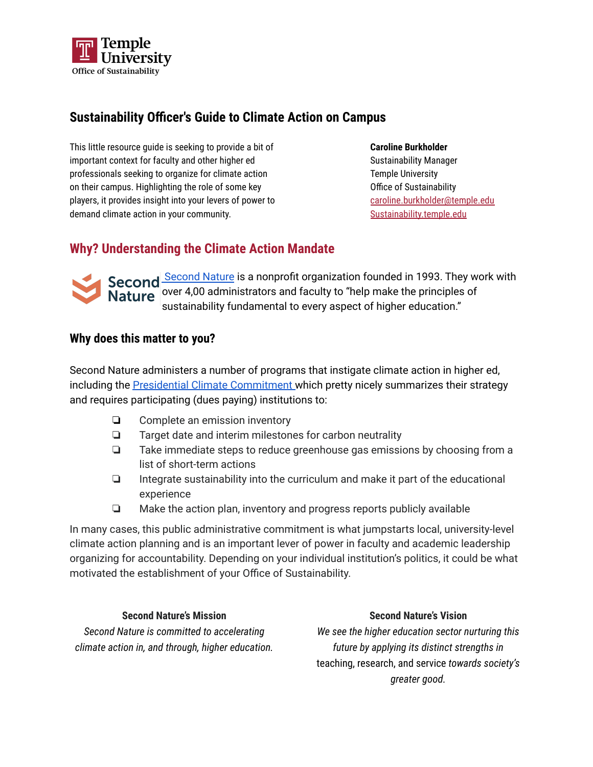Temple University
Office of Sustainability

# Sustainability Officer's Guide to Climate Action on Campus

This little resource guide is seeking to provide a bit of important context for faculty and other higher ed professionals seeking to organize for climate action on their campus. Highlighting the role of some key players, it provides insight into your levers of power to demand climate action in your community.

**Caroline Burkholder**
Sustainability Manager
Temple University
Office of Sustainability
caroline.burkholder@temple.edu
Sustainability.temple.edu

## Why? Understanding the Climate Action Mandate

Second Nature is a nonprofit organization founded in 1993. They work with over 4,00 administrators and faculty to "help make the principles of sustainability fundamental to every aspect of higher education."

### Why does this matter to you?

Second Nature administers a number of programs that instigate climate action in higher ed, including the Presidential Climate Commitment which pretty nicely summarizes their strategy and requires participating (dues paying) institutions to:

- Complete an emission inventory
- Target date and interim milestones for carbon neutrality
- Take immediate steps to reduce greenhouse gas emissions by choosing from a list of short-term actions
- Integrate sustainability into the curriculum and make it part of the educational experience
- Make the action plan, inventory and progress reports publicly available

In many cases, this public administrative commitment is what jumpstarts local, university-level climate action planning and is an important lever of power in faculty and academic leadership organizing for accountability. Depending on your individual institution's politics, it could be what motivated the establishment of your Office of Sustainability.

**Second Nature's Mission**

*Second Nature is committed to accelerating climate action in, and through, higher education.*

**Second Nature's Vision**

*We see the higher education sector nurturing this future by applying its distinct strengths in* teaching, research, and service *towards society's greater good.*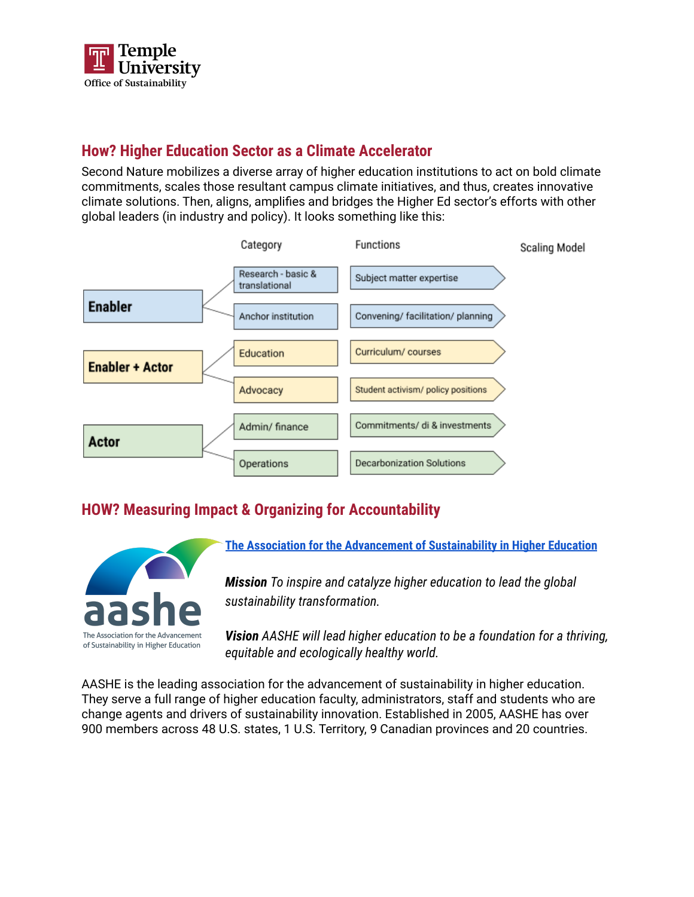## How? Higher Education Sector as a Climate Accelerator

Second Nature mobilizes a diverse array of higher education institutions to act on bold climate commitments, scales those resultant campus climate initiatives, and thus, creates innovative climate solutions. Then, aligns, amplifies and bridges the Higher Ed sector's efforts with other global leaders (in industry and policy). It looks something like this:

| | Category | Functions | Scaling Model |
|---|---|---|---|
| **Enabler** | Research - basic & translational | Subject matter expertise | |
| | Anchor institution | Convening/ facilitation/ planning | |
| **Enabler + Actor** | Education | Curriculum/ courses | |
| | Advocacy | Student activism/ policy positions | |
| **Actor** | Admin/ finance | Commitments/ di & investments | |
| | Operations | Decarbonization Solutions | |

## HOW? Measuring Impact & Organizing for Accountability

aashe
The Association for the Advancement of Sustainability in Higher Education

[The Association for the Advancement of Sustainability in Higher Education]

***Mission*** *To inspire and catalyze higher education to lead the global sustainability transformation.*

***Vision*** *AASHE will lead higher education to be a foundation for a thriving, equitable and ecologically healthy world.*

AASHE is the leading association for the advancement of sustainability in higher education. They serve a full range of higher education faculty, administrators, staff and students who are change agents and drivers of sustainability innovation. Established in 2005, AASHE has over 900 members across 48 U.S. states, 1 U.S. Territory, 9 Canadian provinces and 20 countries.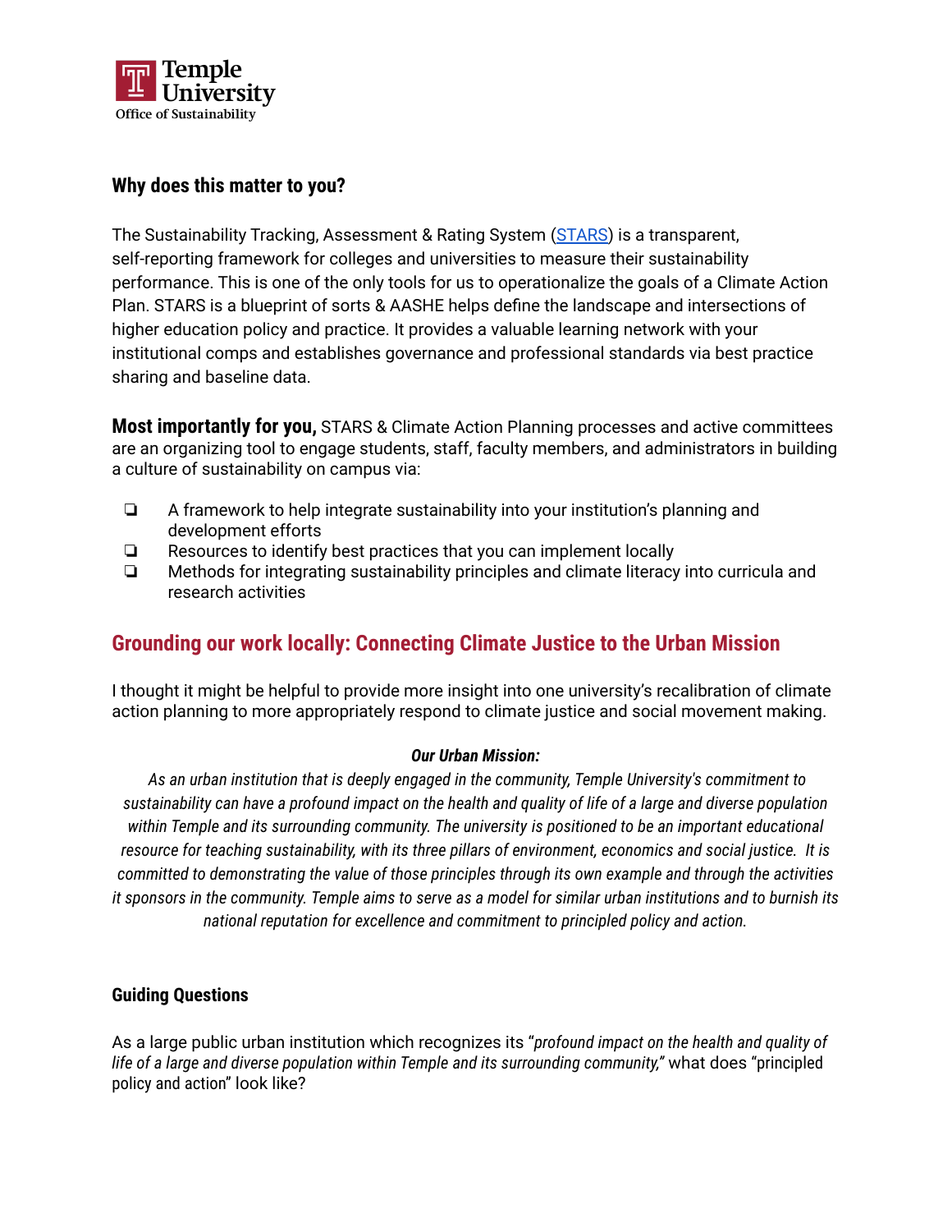### Why does this matter to you?

The Sustainability Tracking, Assessment & Rating System ([STARS]) is a transparent, self-reporting framework for colleges and universities to measure their sustainability performance. This is one of the only tools for us to operationalize the goals of a Climate Action Plan. STARS is a blueprint of sorts & AASHE helps define the landscape and intersections of higher education policy and practice. It provides a valuable learning network with your institutional comps and establishes governance and professional standards via best practice sharing and baseline data.

**Most importantly for you,** STARS & Climate Action Planning processes and active committees are an organizing tool to engage students, staff, faculty members, and administrators in building a culture of sustainability on campus via:

- ❏ A framework to help integrate sustainability into your institution's planning and development efforts
- ❏ Resources to identify best practices that you can implement locally
- ❏ Methods for integrating sustainability principles and climate literacy into curricula and research activities

## Grounding our work locally: Connecting Climate Justice to the Urban Mission

I thought it might be helpful to provide more insight into one university's recalibration of climate action planning to more appropriately respond to climate justice and social movement making.

***Our Urban Mission:***

*As an urban institution that is deeply engaged in the community, Temple University's commitment to sustainability can have a profound impact on the health and quality of life of a large and diverse population within Temple and its surrounding community. The university is positioned to be an important educational resource for teaching sustainability, with its three pillars of environment, economics and social justice. It is committed to demonstrating the value of those principles through its own example and through the activities it sponsors in the community. Temple aims to serve as a model for similar urban institutions and to burnish its national reputation for excellence and commitment to principled policy and action.*

### Guiding Questions

As a large public urban institution which recognizes its "*profound impact on the health and quality of life of a large and diverse population within Temple and its surrounding community,*" what does "principled policy and action" look like?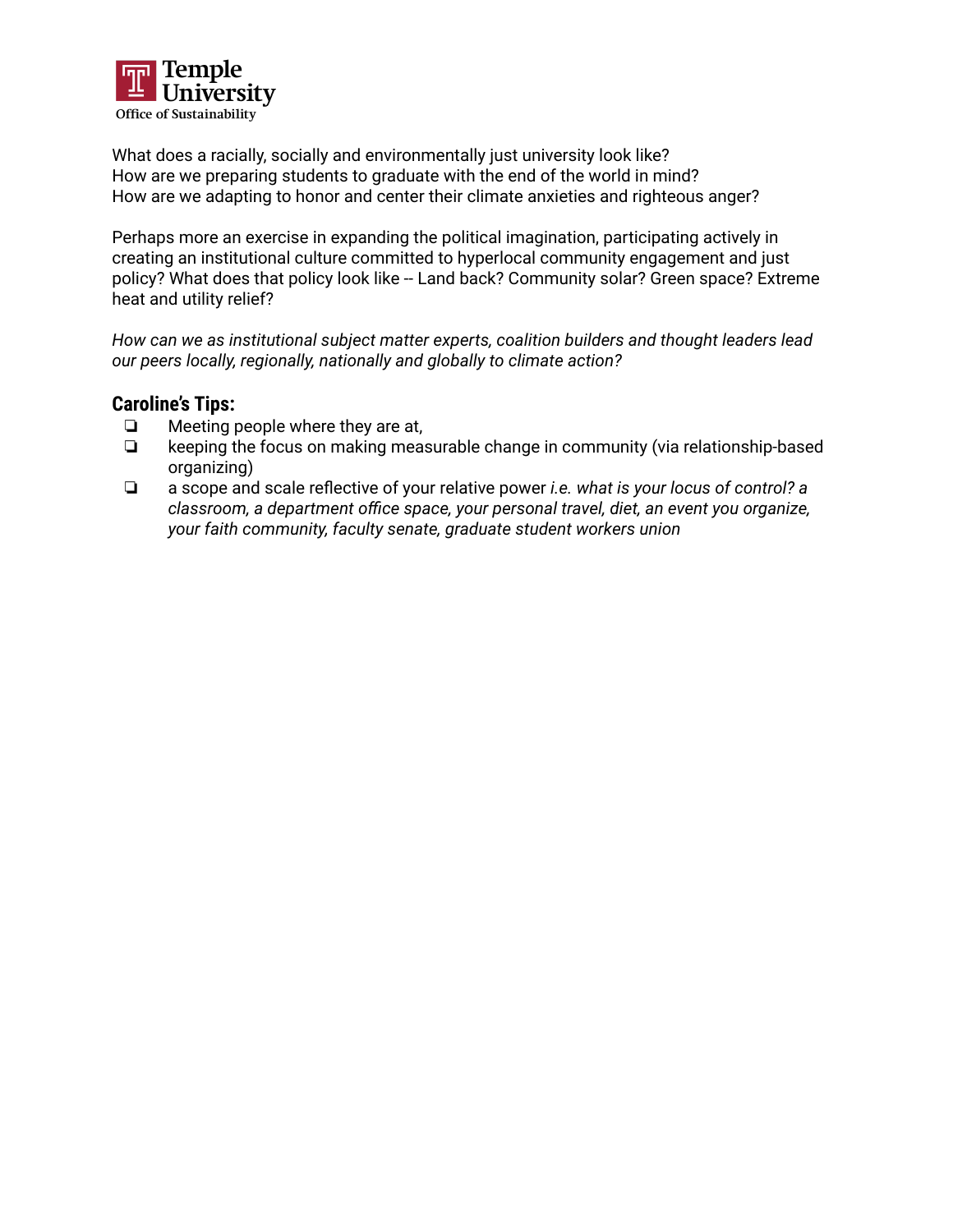Temple University
Office of Sustainability

What does a racially, socially and environmentally just university look like?
How are we preparing students to graduate with the end of the world in mind?
How are we adapting to honor and center their climate anxieties and righteous anger?

Perhaps more an exercise in expanding the political imagination, participating actively in creating an institutional culture committed to hyperlocal community engagement and just policy? What does that policy look like -- Land back? Community solar? Green space? Extreme heat and utility relief?

*How can we as institutional subject matter experts, coalition builders and thought leaders lead our peers locally, regionally, nationally and globally to climate action?*

### Caroline's Tips:

- ❏ Meeting people where they are at,
- ❏ keeping the focus on making measurable change in community (via relationship-based organizing)
- ❏ a scope and scale reflective of your relative power *i.e. what is your locus of control? a classroom, a department office space, your personal travel, diet, an event you organize, your faith community, faculty senate, graduate student workers union*